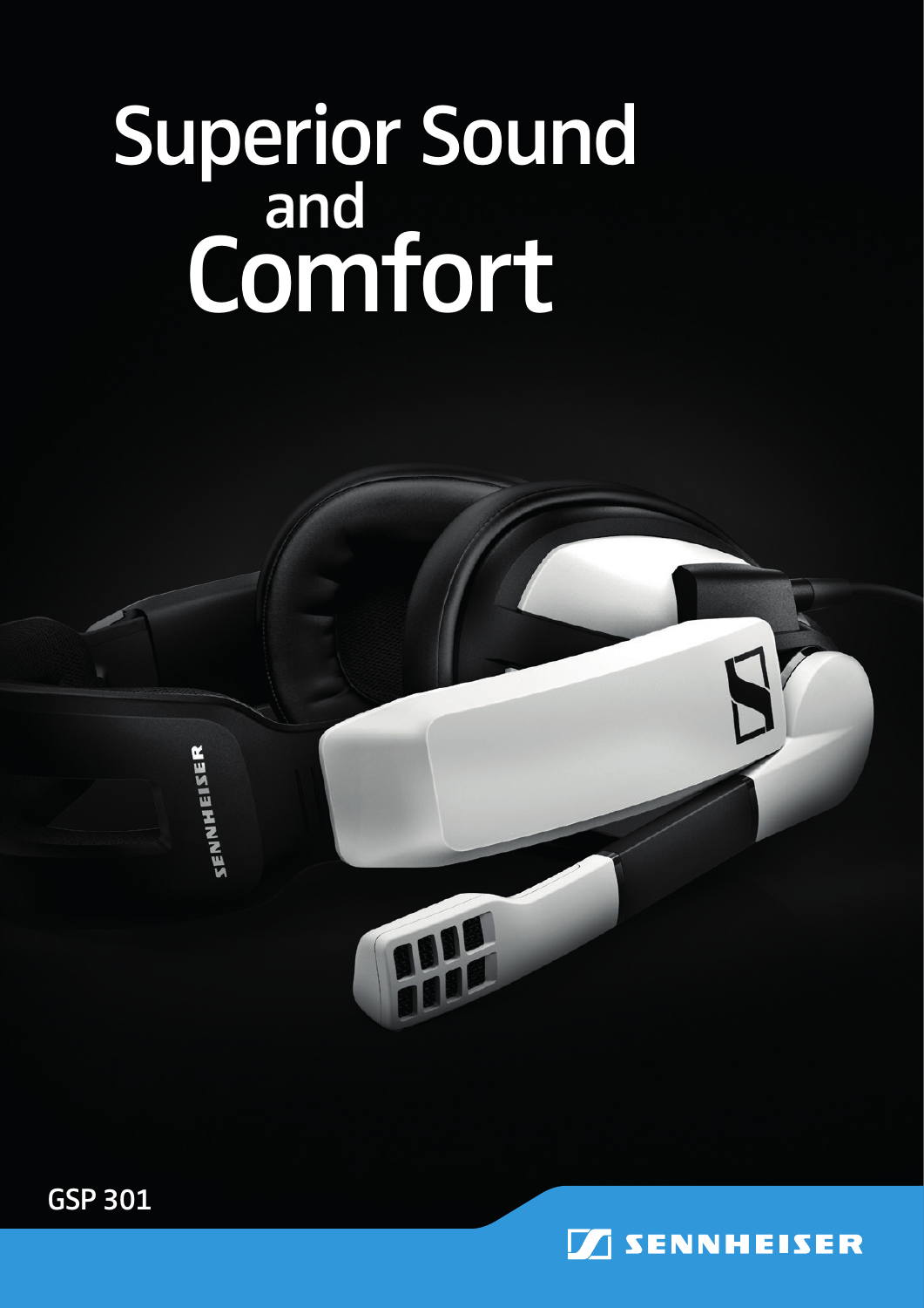# Superior Sound and Comfort

**GSP 301**

SENNHEISER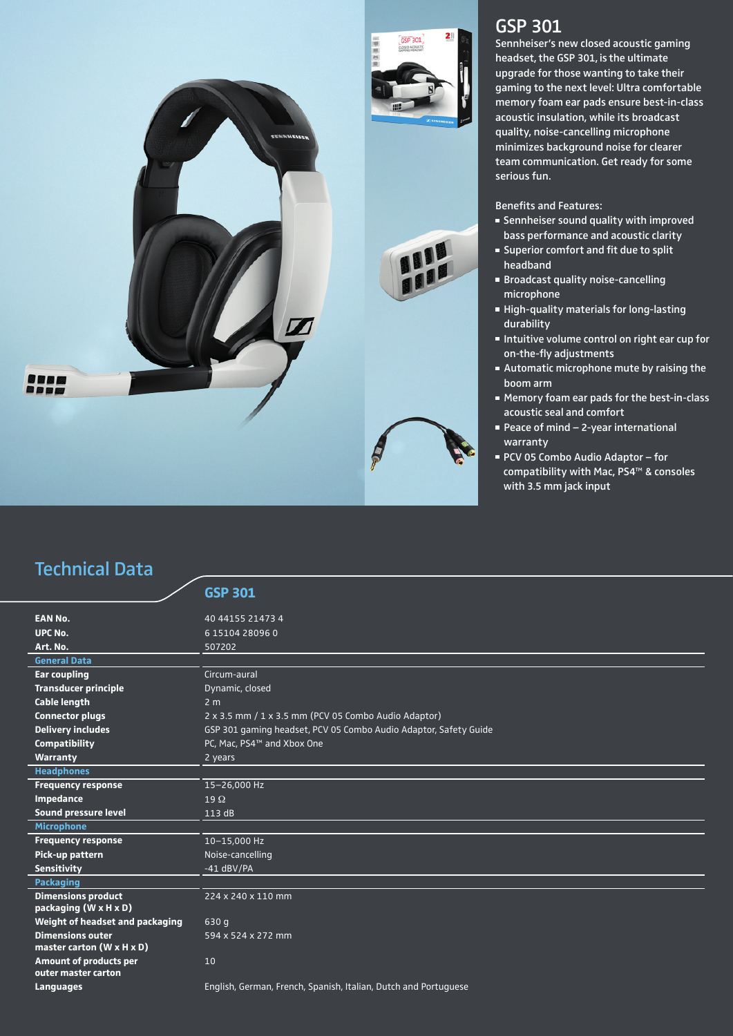## GSP 301

Sennheiser's new closed acoustic gaming headset, the GSP 301, is the ultimate upgrade for those wanting to take their gaming to the next level: Ultra comfortable memory foam ear pads ensure best-in-class acoustic insulation, while its broadcast quality, noise-cancelling microphone minimizes background noise for clearer team communication. Get ready for some serious fun.

Benefits and Features:

- Sennheiser sound quality with improved bass performance and acoustic clarity
- Superior comfort and fit due to split headband
- Broadcast quality noise-cancelling microphone
- High-quality materials for long-lasting durability
- Intuitive volume control on right ear cup for on-the-fly adjustments
- Automatic microphone mute by raising the boom arm
- Memory foam ear pads for the best-in-class acoustic seal and comfort
- Peace of mind – 2-year international warranty
- PCV 05 Combo Audio Adaptor – for compatibility with Mac, PS4™ & consoles with 3.5 mm jack input

## Technical Data

| | GSP 301 |
|---|---|
| **EAN No.** | 40 44155 21473 4 |
| **UPC No.** | 6 15104 28096 0 |
| **Art. No.** | 507202 |
| **General Data** | |
| **Ear coupling** | Circum-aural |
| **Transducer principle** | Dynamic, closed |
| **Cable length** | 2 m |
| **Connector plugs** | 2 x 3.5 mm / 1 x 3.5 mm (PCV 05 Combo Audio Adaptor) |
| **Delivery includes** | GSP 301 gaming headset, PCV 05 Combo Audio Adaptor, Safety Guide |
| **Compatibility** | PC, Mac, PS4™ and Xbox One |
| **Warranty** | 2 years |
| **Headphones** | |
| **Frequency response** | 15–26,000 Hz |
| **Impedance** | 19 Ω |
| **Sound pressure level** | 113 dB |
| **Microphone** | |
| **Frequency response** | 10–15,000 Hz |
| **Pick-up pattern** | Noise-cancelling |
| **Sensitivity** | -41 dBV/PA |
| **Packaging** | |
| **Dimensions product packaging (W x H x D)** | 224 x 240 x 110 mm |
| **Weight of headset and packaging** | 630 g |
| **Dimensions outer master carton (W x H x D)** | 594 x 524 x 272 mm |
| **Amount of products per outer master carton** | 10 |
| **Languages** | English, German, French, Spanish, Italian, Dutch and Portuguese |